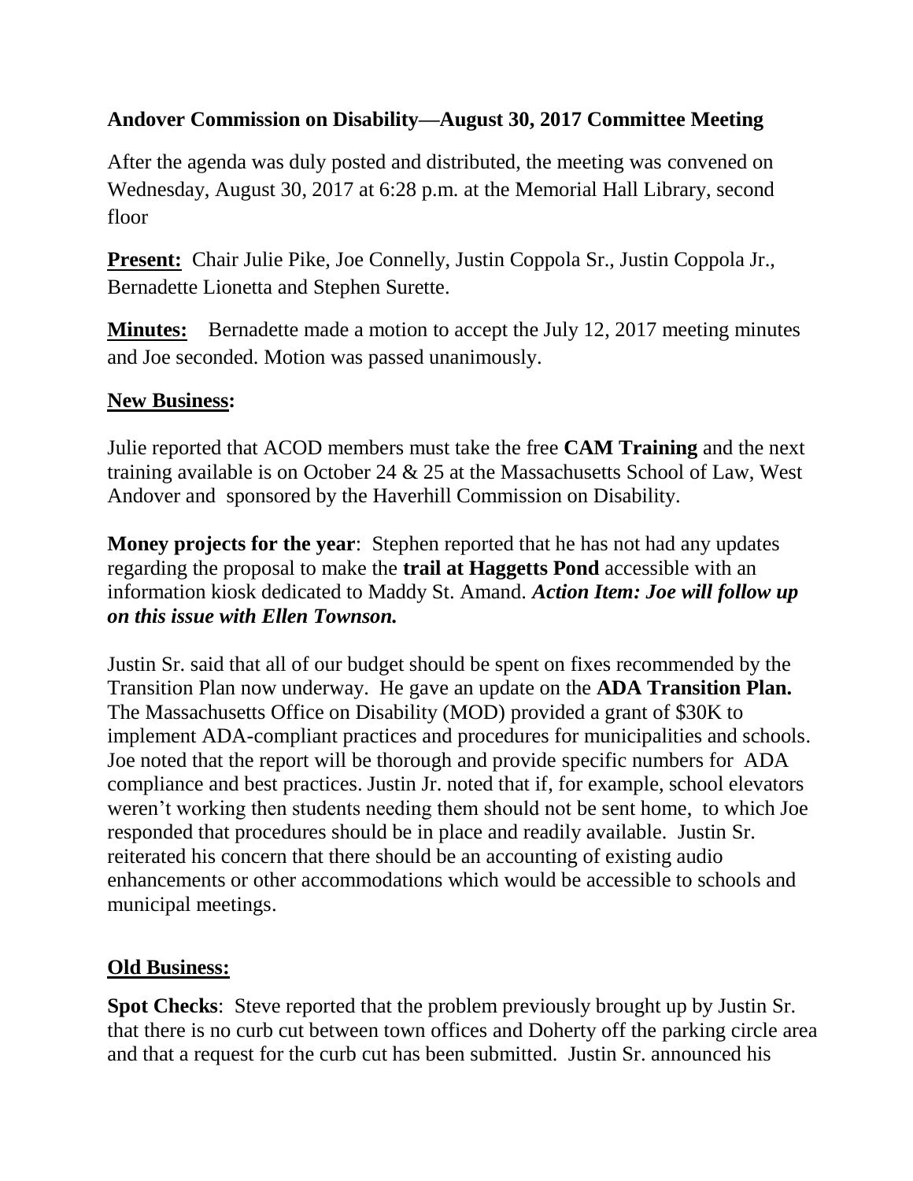**Andover Commission on Disability—August 30, 2017 Committee Meeting**

After the agenda was duly posted and distributed, the meeting was convened on Wednesday, August 30, 2017 at 6:28 p.m. at the Memorial Hall Library, second floor

**Present:** Chair Julie Pike, Joe Connelly, Justin Coppola Sr., Justin Coppola Jr., Bernadette Lionetta and Stephen Surette.

**Minutes:** Bernadette made a motion to accept the July 12, 2017 meeting minutes and Joe seconded. Motion was passed unanimously.

**New Business:**

Julie reported that ACOD members must take the free **CAM Training** and the next training available is on October 24 & 25 at the Massachusetts School of Law, West Andover and sponsored by the Haverhill Commission on Disability.

**Money projects for the year**: Stephen reported that he has not had any updates regarding the proposal to make the **trail at Haggetts Pond** accessible with an information kiosk dedicated to Maddy St. Amand. ***Action Item: Joe will follow up on this issue with Ellen Townson.***

Justin Sr. said that all of our budget should be spent on fixes recommended by the Transition Plan now underway. He gave an update on the **ADA Transition Plan.** The Massachusetts Office on Disability (MOD) provided a grant of $30K to implement ADA-compliant practices and procedures for municipalities and schools. Joe noted that the report will be thorough and provide specific numbers for ADA compliance and best practices. Justin Jr. noted that if, for example, school elevators weren't working then students needing them should not be sent home, to which Joe responded that procedures should be in place and readily available. Justin Sr. reiterated his concern that there should be an accounting of existing audio enhancements or other accommodations which would be accessible to schools and municipal meetings.

**Old Business:**

**Spot Checks**: Steve reported that the problem previously brought up by Justin Sr. that there is no curb cut between town offices and Doherty off the parking circle area and that a request for the curb cut has been submitted. Justin Sr. announced his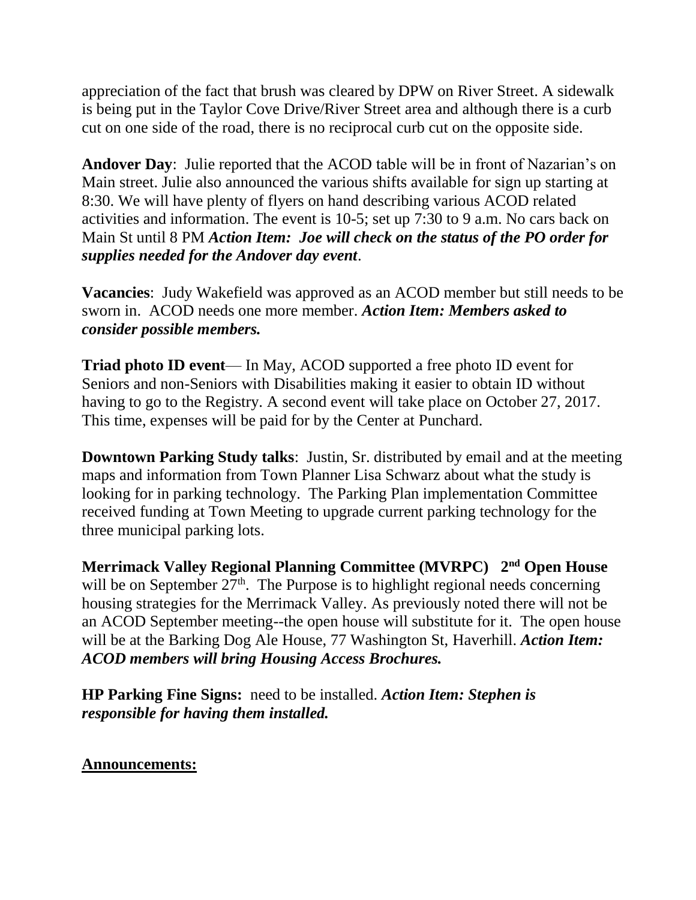appreciation of the fact that brush was cleared by DPW on River Street. A sidewalk is being put in the Taylor Cove Drive/River Street area and although there is a curb cut on one side of the road, there is no reciprocal curb cut on the opposite side.

**Andover Day**: Julie reported that the ACOD table will be in front of Nazarian's on Main street. Julie also announced the various shifts available for sign up starting at 8:30. We will have plenty of flyers on hand describing various ACOD related activities and information. The event is 10-5; set up 7:30 to 9 a.m. No cars back on Main St until 8 PM ***Action Item: Joe will check on the status of the PO order for supplies needed for the Andover day event***.

**Vacancies**: Judy Wakefield was approved as an ACOD member but still needs to be sworn in. ACOD needs one more member. ***Action Item: Members asked to consider possible members.***

**Triad photo ID event**— In May, ACOD supported a free photo ID event for Seniors and non-Seniors with Disabilities making it easier to obtain ID without having to go to the Registry. A second event will take place on October 27, 2017. This time, expenses will be paid for by the Center at Punchard.

**Downtown Parking Study talks**: Justin, Sr. distributed by email and at the meeting maps and information from Town Planner Lisa Schwarz about what the study is looking for in parking technology. The Parking Plan implementation Committee received funding at Town Meeting to upgrade current parking technology for the three municipal parking lots.

**Merrimack Valley Regional Planning Committee (MVRPC) 2nd Open House** will be on September 27th. The Purpose is to highlight regional needs concerning housing strategies for the Merrimack Valley. As previously noted there will not be an ACOD September meeting--the open house will substitute for it. The open house will be at the Barking Dog Ale House, 77 Washington St, Haverhill. ***Action Item: ACOD members will bring Housing Access Brochures.***

**HP Parking Fine Signs:** need to be installed. ***Action Item: Stephen is responsible for having them installed.***

**Announcements:**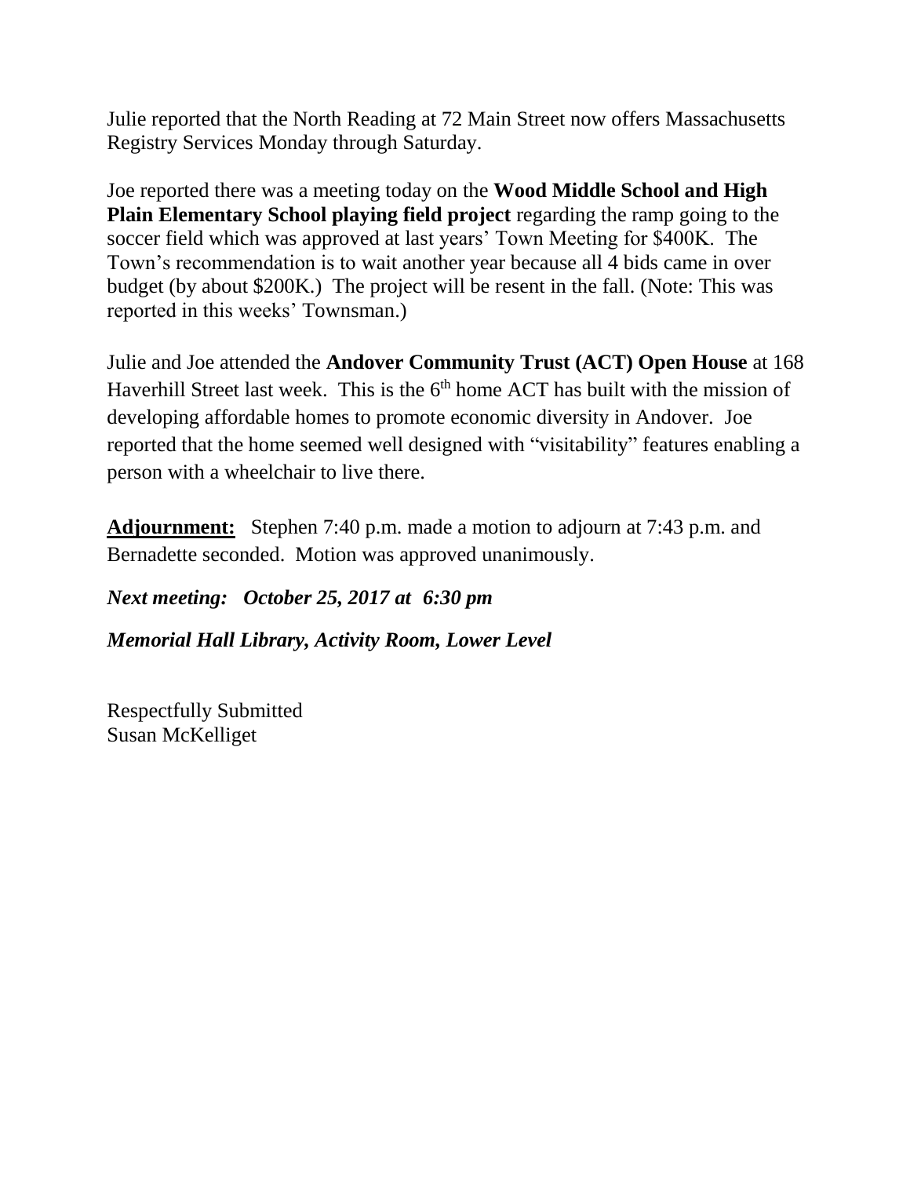Julie reported that the North Reading at 72 Main Street now offers Massachusetts Registry Services Monday through Saturday.

Joe reported there was a meeting today on the **Wood Middle School and High Plain Elementary School playing field project** regarding the ramp going to the soccer field which was approved at last years' Town Meeting for $400K. The Town's recommendation is to wait another year because all 4 bids came in over budget (by about $200K.) The project will be resent in the fall. (Note: This was reported in this weeks' Townsman.)

Julie and Joe attended the **Andover Community Trust (ACT) Open House** at 168 Haverhill Street last week. This is the 6th home ACT has built with the mission of developing affordable homes to promote economic diversity in Andover. Joe reported that the home seemed well designed with "visitability" features enabling a person with a wheelchair to live there.

**Adjournment:** Stephen 7:40 p.m. made a motion to adjourn at 7:43 p.m. and Bernadette seconded. Motion was approved unanimously.

***Next meeting: October 25, 2017 at 6:30 pm***

***Memorial Hall Library, Activity Room, Lower Level***

Respectfully Submitted
Susan McKelliget